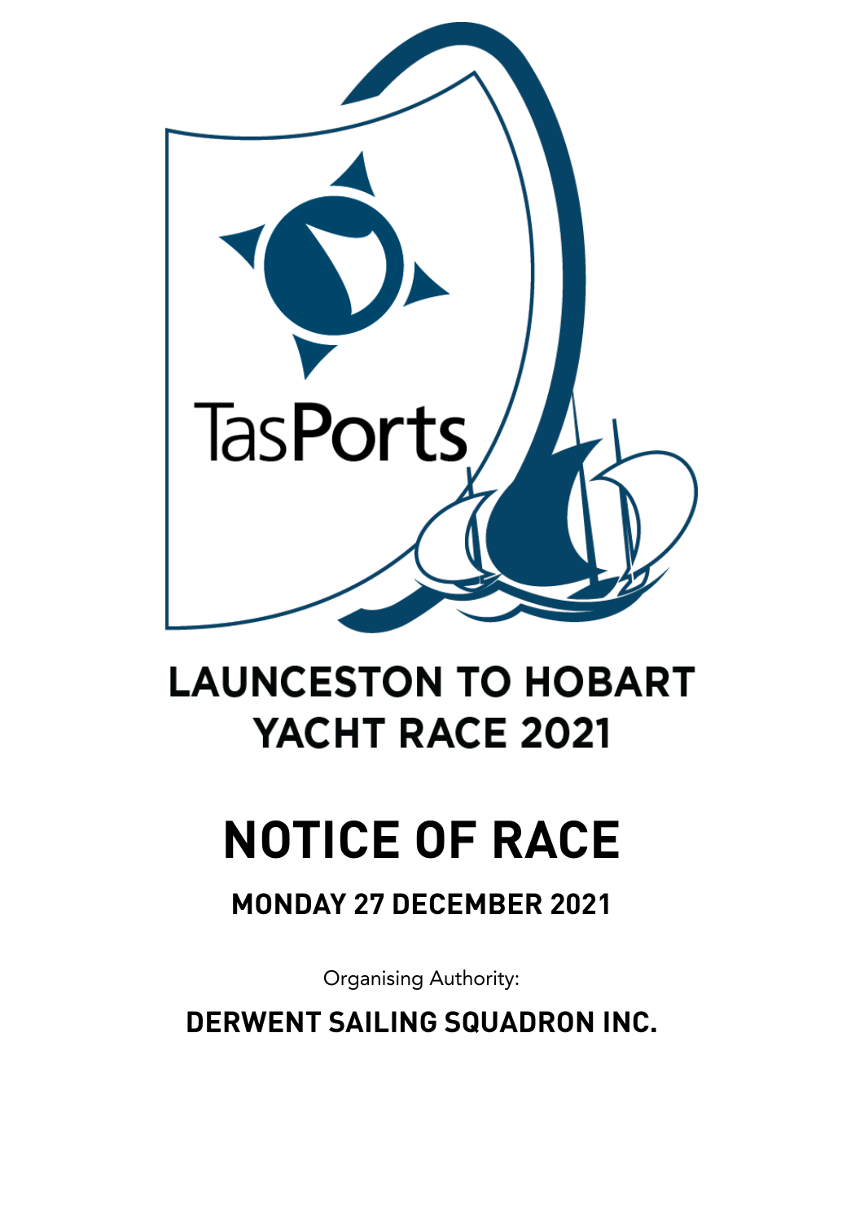TasPorts

# LAUNCESTON TO HOBART YACHT RACE 2021

# NOTICE OF RACE

## MONDAY 27 DECEMBER 2021

Organising Authority:

## DERWENT SAILING SQUADRON INC.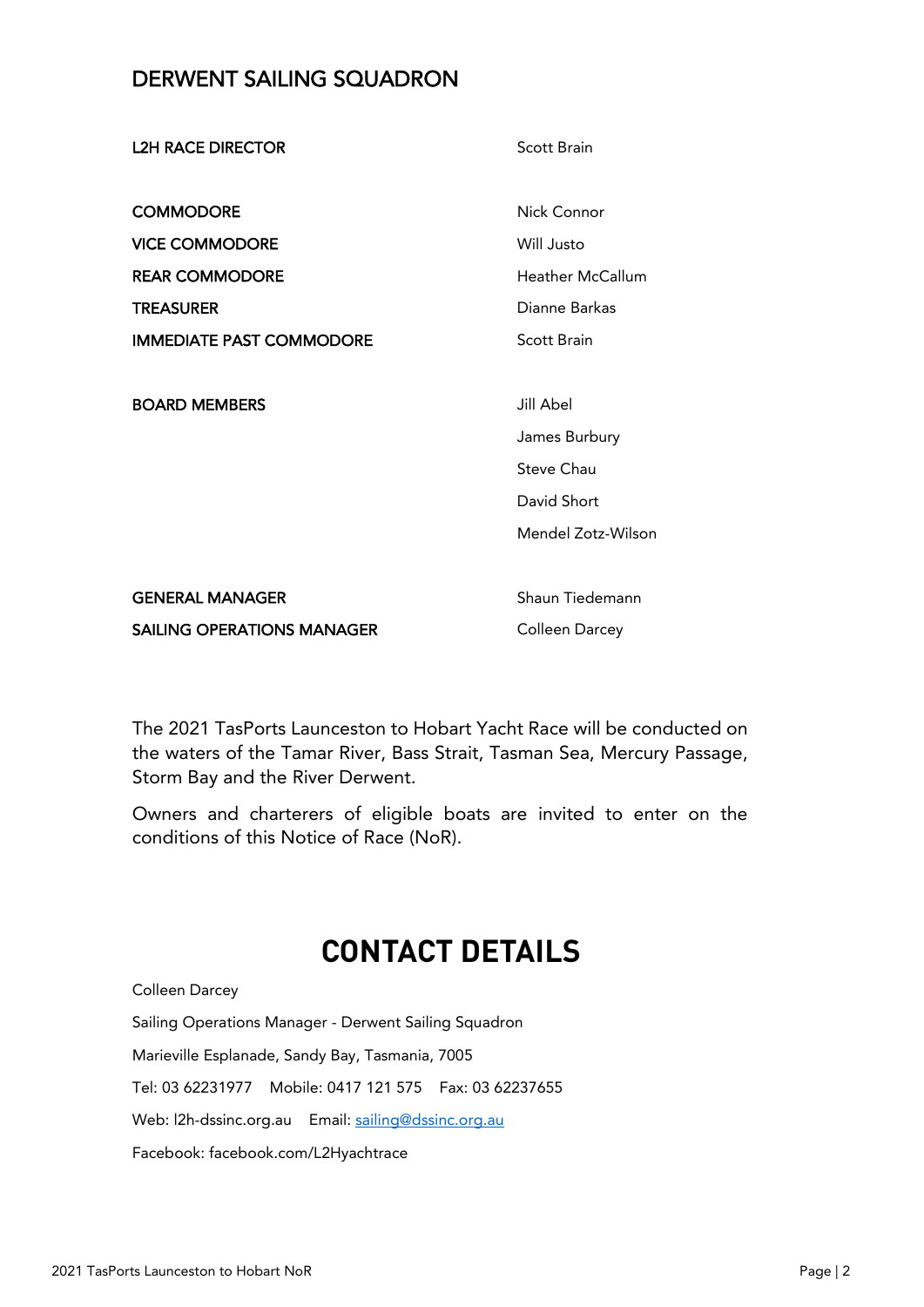## DERWENT SAILING SQUADRON

| | |
|---|---|
| **L2H RACE DIRECTOR** | Scott Brain |
| | |
| **COMMODORE** | Nick Connor |
| **VICE COMMODORE** | Will Justo |
| **REAR COMMODORE** | Heather McCallum |
| **TREASURER** | Dianne Barkas |
| **IMMEDIATE PAST COMMODORE** | Scott Brain |
| | |
| **BOARD MEMBERS** | Jill Abel |
| | James Burbury |
| | Steve Chau |
| | David Short |
| | Mendel Zotz-Wilson |
| | |
| **GENERAL MANAGER** | Shaun Tiedemann |
| **SAILING OPERATIONS MANAGER** | Colleen Darcey |

The 2021 TasPorts Launceston to Hobart Yacht Race will be conducted on the waters of the Tamar River, Bass Strait, Tasman Sea, Mercury Passage, Storm Bay and the River Derwent.

Owners and charterers of eligible boats are invited to enter on the conditions of this Notice of Race (NoR).

# CONTACT DETAILS

Colleen Darcey

Sailing Operations Manager - Derwent Sailing Squadron

Marieville Esplanade, Sandy Bay, Tasmania, 7005

Tel: 03 62231977 Mobile: 0417 121 575 Fax: 03 62237655

Web: l2h-dssinc.org.au Email: sailing@dssinc.org.au

Facebook: facebook.com/L2Hyachtrace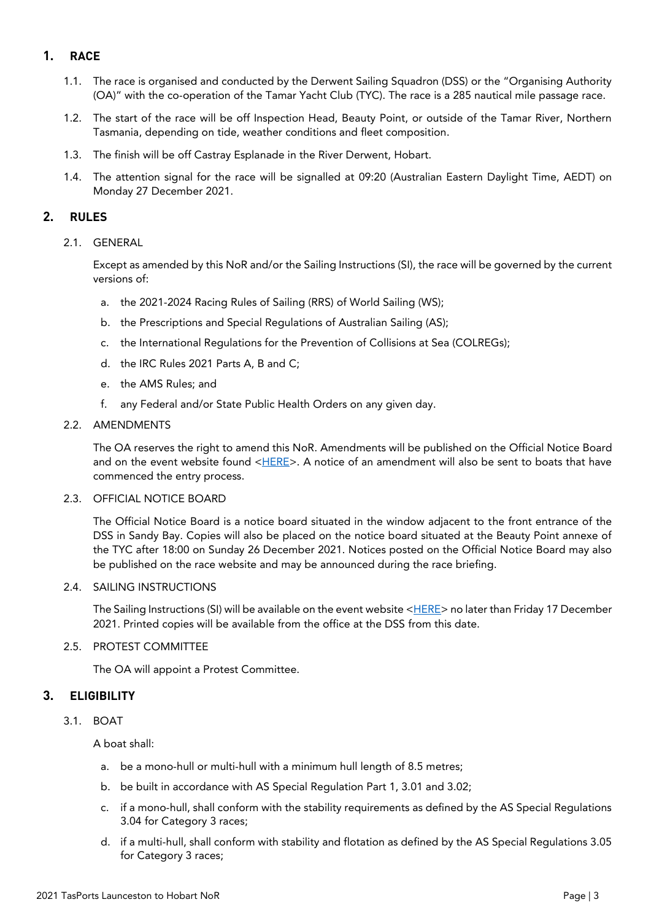## 1. RACE

1.1. The race is organised and conducted by the Derwent Sailing Squadron (DSS) or the "Organising Authority (OA)" with the co-operation of the Tamar Yacht Club (TYC). The race is a 285 nautical mile passage race.

1.2. The start of the race will be off Inspection Head, Beauty Point, or outside of the Tamar River, Northern Tasmania, depending on tide, weather conditions and fleet composition.

1.3. The finish will be off Castray Esplanade in the River Derwent, Hobart.

1.4. The attention signal for the race will be signalled at 09:20 (Australian Eastern Daylight Time, AEDT) on Monday 27 December 2021.

## 2. RULES

2.1. GENERAL

Except as amended by this NoR and/or the Sailing Instructions (SI), the race will be governed by the current versions of:

a. the 2021-2024 Racing Rules of Sailing (RRS) of World Sailing (WS);

b. the Prescriptions and Special Regulations of Australian Sailing (AS);

c. the International Regulations for the Prevention of Collisions at Sea (COLREGs);

d. the IRC Rules 2021 Parts A, B and C;

e. the AMS Rules; and

f. any Federal and/or State Public Health Orders on any given day.

2.2. AMENDMENTS

The OA reserves the right to amend this NoR. Amendments will be published on the Official Notice Board and on the event website found <HERE>. A notice of an amendment will also be sent to boats that have commenced the entry process.

2.3. OFFICIAL NOTICE BOARD

The Official Notice Board is a notice board situated in the window adjacent to the front entrance of the DSS in Sandy Bay. Copies will also be placed on the notice board situated at the Beauty Point annexe of the TYC after 18:00 on Sunday 26 December 2021. Notices posted on the Official Notice Board may also be published on the race website and may be announced during the race briefing.

2.4. SAILING INSTRUCTIONS

The Sailing Instructions (SI) will be available on the event website <HERE> no later than Friday 17 December 2021. Printed copies will be available from the office at the DSS from this date.

2.5. PROTEST COMMITTEE

The OA will appoint a Protest Committee.

## 3. ELIGIBILITY

3.1. BOAT

A boat shall:

a. be a mono-hull or multi-hull with a minimum hull length of 8.5 metres;

b. be built in accordance with AS Special Regulation Part 1, 3.01 and 3.02;

c. if a mono-hull, shall conform with the stability requirements as defined by the AS Special Regulations 3.04 for Category 3 races;

d. if a multi-hull, shall conform with stability and flotation as defined by the AS Special Regulations 3.05 for Category 3 races;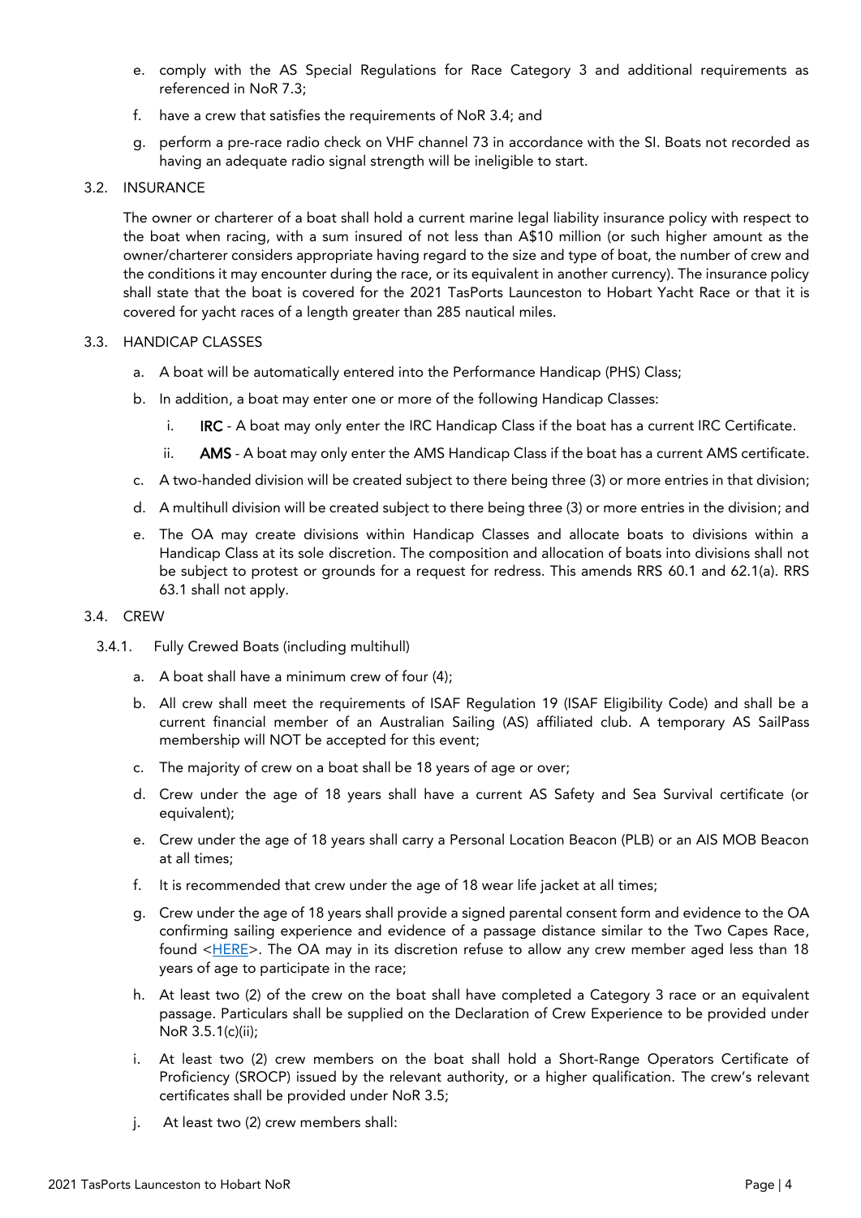e. comply with the AS Special Regulations for Race Category 3 and additional requirements as referenced in NoR 7.3;

f. have a crew that satisfies the requirements of NoR 3.4; and

g. perform a pre-race radio check on VHF channel 73 in accordance with the SI. Boats not recorded as having an adequate radio signal strength will be ineligible to start.

### 3.2. INSURANCE

The owner or charterer of a boat shall hold a current marine legal liability insurance policy with respect to the boat when racing, with a sum insured of not less than A$10 million (or such higher amount as the owner/charterer considers appropriate having regard to the size and type of boat, the number of crew and the conditions it may encounter during the race, or its equivalent in another currency). The insurance policy shall state that the boat is covered for the 2021 TasPorts Launceston to Hobart Yacht Race or that it is covered for yacht races of a length greater than 285 nautical miles.

### 3.3. HANDICAP CLASSES

a. A boat will be automatically entered into the Performance Handicap (PHS) Class;

b. In addition, a boat may enter one or more of the following Handicap Classes:

   i. **IRC** - A boat may only enter the IRC Handicap Class if the boat has a current IRC Certificate.

   ii. **AMS** - A boat may only enter the AMS Handicap Class if the boat has a current AMS certificate.

c. A two-handed division will be created subject to there being three (3) or more entries in that division;

d. A multihull division will be created subject to there being three (3) or more entries in the division; and

e. The OA may create divisions within Handicap Classes and allocate boats to divisions within a Handicap Class at its sole discretion. The composition and allocation of boats into divisions shall not be subject to protest or grounds for a request for redress. This amends RRS 60.1 and 62.1(a). RRS 63.1 shall not apply.

### 3.4. CREW

#### 3.4.1. Fully Crewed Boats (including multihull)

a. A boat shall have a minimum crew of four (4);

b. All crew shall meet the requirements of ISAF Regulation 19 (ISAF Eligibility Code) and shall be a current financial member of an Australian Sailing (AS) affiliated club. A temporary AS SailPass membership will NOT be accepted for this event;

c. The majority of crew on a boat shall be 18 years of age or over;

d. Crew under the age of 18 years shall have a current AS Safety and Sea Survival certificate (or equivalent);

e. Crew under the age of 18 years shall carry a Personal Location Beacon (PLB) or an AIS MOB Beacon at all times;

f. It is recommended that crew under the age of 18 wear life jacket at all times;

g. Crew under the age of 18 years shall provide a signed parental consent form and evidence to the OA confirming sailing experience and evidence of a passage distance similar to the Two Capes Race, found <HERE>. The OA may in its discretion refuse to allow any crew member aged less than 18 years of age to participate in the race;

h. At least two (2) of the crew on the boat shall have completed a Category 3 race or an equivalent passage. Particulars shall be supplied on the Declaration of Crew Experience to be provided under NoR 3.5.1(c)(ii);

i. At least two (2) crew members on the boat shall hold a Short-Range Operators Certificate of Proficiency (SROCP) issued by the relevant authority, or a higher qualification. The crew's relevant certificates shall be provided under NoR 3.5;

j. At least two (2) crew members shall: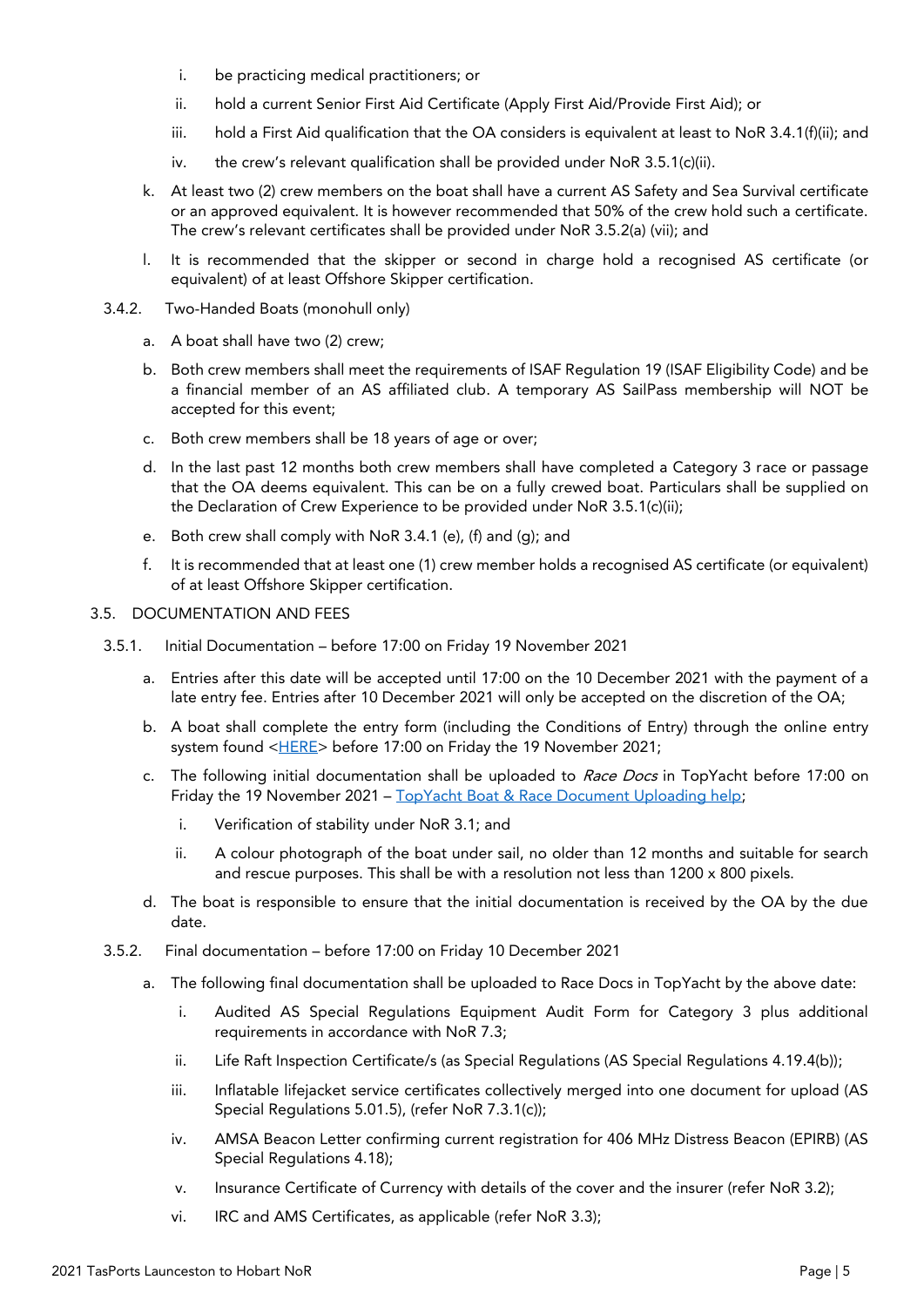i. be practicing medical practitioners; or

ii. hold a current Senior First Aid Certificate (Apply First Aid/Provide First Aid); or

iii. hold a First Aid qualification that the OA considers is equivalent at least to NoR 3.4.1(f)(ii); and

iv. the crew's relevant qualification shall be provided under NoR 3.5.1(c)(ii).

k. At least two (2) crew members on the boat shall have a current AS Safety and Sea Survival certificate or an approved equivalent. It is however recommended that 50% of the crew hold such a certificate. The crew's relevant certificates shall be provided under NoR 3.5.2(a) (vii); and

l. It is recommended that the skipper or second in charge hold a recognised AS certificate (or equivalent) of at least Offshore Skipper certification.

3.4.2. Two-Handed Boats (monohull only)

a. A boat shall have two (2) crew;

b. Both crew members shall meet the requirements of ISAF Regulation 19 (ISAF Eligibility Code) and be a financial member of an AS affiliated club. A temporary AS SailPass membership will NOT be accepted for this event;

c. Both crew members shall be 18 years of age or over;

d. In the last past 12 months both crew members shall have completed a Category 3 race or passage that the OA deems equivalent. This can be on a fully crewed boat. Particulars shall be supplied on the Declaration of Crew Experience to be provided under NoR 3.5.1(c)(ii);

e. Both crew shall comply with NoR 3.4.1 (e), (f) and (g); and

f. It is recommended that at least one (1) crew member holds a recognised AS certificate (or equivalent) of at least Offshore Skipper certification.

3.5. DOCUMENTATION AND FEES

3.5.1. Initial Documentation – before 17:00 on Friday 19 November 2021

a. Entries after this date will be accepted until 17:00 on the 10 December 2021 with the payment of a late entry fee. Entries after 10 December 2021 will only be accepted on the discretion of the OA;

b. A boat shall complete the entry form (including the Conditions of Entry) through the online entry system found <HERE> before 17:00 on Friday the 19 November 2021;

c. The following initial documentation shall be uploaded to *Race Docs* in TopYacht before 17:00 on Friday the 19 November 2021 – TopYacht Boat & Race Document Uploading help;

i. Verification of stability under NoR 3.1; and

ii. A colour photograph of the boat under sail, no older than 12 months and suitable for search and rescue purposes. This shall be with a resolution not less than 1200 x 800 pixels.

d. The boat is responsible to ensure that the initial documentation is received by the OA by the due date.

3.5.2. Final documentation – before 17:00 on Friday 10 December 2021

a. The following final documentation shall be uploaded to Race Docs in TopYacht by the above date:

i. Audited AS Special Regulations Equipment Audit Form for Category 3 plus additional requirements in accordance with NoR 7.3;

ii. Life Raft Inspection Certificate/s (as Special Regulations (AS Special Regulations 4.19.4(b));

iii. Inflatable lifejacket service certificates collectively merged into one document for upload (AS Special Regulations 5.01.5), (refer NoR 7.3.1(c));

iv. AMSA Beacon Letter confirming current registration for 406 MHz Distress Beacon (EPIRB) (AS Special Regulations 4.18);

v. Insurance Certificate of Currency with details of the cover and the insurer (refer NoR 3.2);

vi. IRC and AMS Certificates, as applicable (refer NoR 3.3);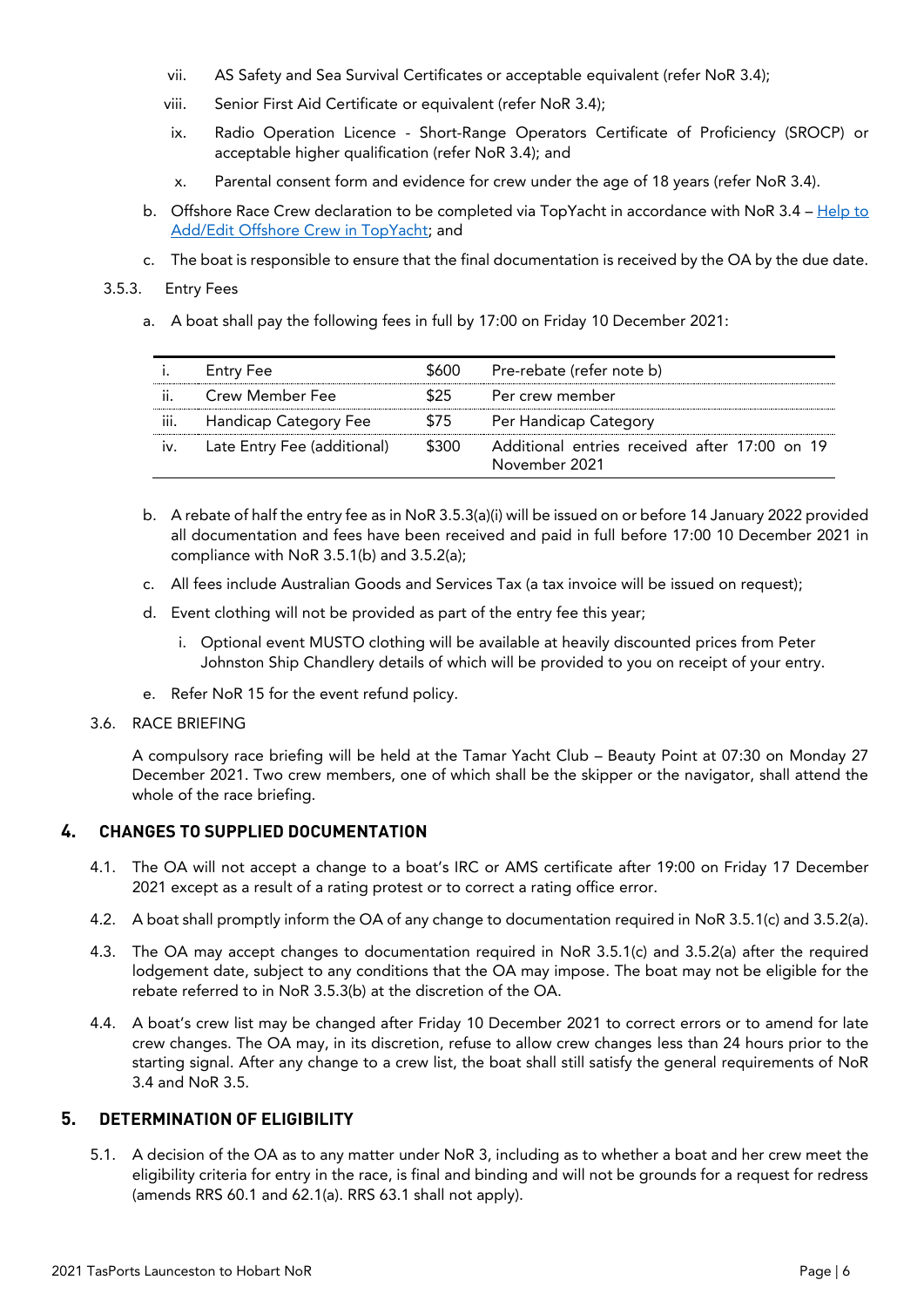vii. AS Safety and Sea Survival Certificates or acceptable equivalent (refer NoR 3.4);

viii. Senior First Aid Certificate or equivalent (refer NoR 3.4);

ix. Radio Operation Licence - Short-Range Operators Certificate of Proficiency (SROCP) or acceptable higher qualification (refer NoR 3.4); and

x. Parental consent form and evidence for crew under the age of 18 years (refer NoR 3.4).

b. Offshore Race Crew declaration to be completed via TopYacht in accordance with NoR 3.4 – Help to Add/Edit Offshore Crew in TopYacht; and

c. The boat is responsible to ensure that the final documentation is received by the OA by the due date.

3.5.3. Entry Fees

a. A boat shall pay the following fees in full by 17:00 on Friday 10 December 2021:

| | | | |
|---|---|---|---|
| i. | Entry Fee | $600 | Pre-rebate (refer note b) |
| ii. | Crew Member Fee | $25 | Per crew member |
| iii. | Handicap Category Fee | $75 | Per Handicap Category |
| iv. | Late Entry Fee (additional) | $300 | Additional entries received after 17:00 on 19 November 2021 |

b. A rebate of half the entry fee as in NoR 3.5.3(a)(i) will be issued on or before 14 January 2022 provided all documentation and fees have been received and paid in full before 17:00 10 December 2021 in compliance with NoR 3.5.1(b) and 3.5.2(a);

c. All fees include Australian Goods and Services Tax (a tax invoice will be issued on request);

d. Event clothing will not be provided as part of the entry fee this year;

i. Optional event MUSTO clothing will be available at heavily discounted prices from Peter Johnston Ship Chandlery details of which will be provided to you on receipt of your entry.

e. Refer NoR 15 for the event refund policy.

3.6. RACE BRIEFING

A compulsory race briefing will be held at the Tamar Yacht Club – Beauty Point at 07:30 on Monday 27 December 2021. Two crew members, one of which shall be the skipper or the navigator, shall attend the whole of the race briefing.

## 4. CHANGES TO SUPPLIED DOCUMENTATION

4.1. The OA will not accept a change to a boat's IRC or AMS certificate after 19:00 on Friday 17 December 2021 except as a result of a rating protest or to correct a rating office error.

4.2. A boat shall promptly inform the OA of any change to documentation required in NoR 3.5.1(c) and 3.5.2(a).

4.3. The OA may accept changes to documentation required in NoR 3.5.1(c) and 3.5.2(a) after the required lodgement date, subject to any conditions that the OA may impose. The boat may not be eligible for the rebate referred to in NoR 3.5.3(b) at the discretion of the OA.

4.4. A boat's crew list may be changed after Friday 10 December 2021 to correct errors or to amend for late crew changes. The OA may, in its discretion, refuse to allow crew changes less than 24 hours prior to the starting signal. After any change to a crew list, the boat shall still satisfy the general requirements of NoR 3.4 and NoR 3.5.

## 5. DETERMINATION OF ELIGIBILITY

5.1. A decision of the OA as to any matter under NoR 3, including as to whether a boat and her crew meet the eligibility criteria for entry in the race, is final and binding and will not be grounds for a request for redress (amends RRS 60.1 and 62.1(a). RRS 63.1 shall not apply).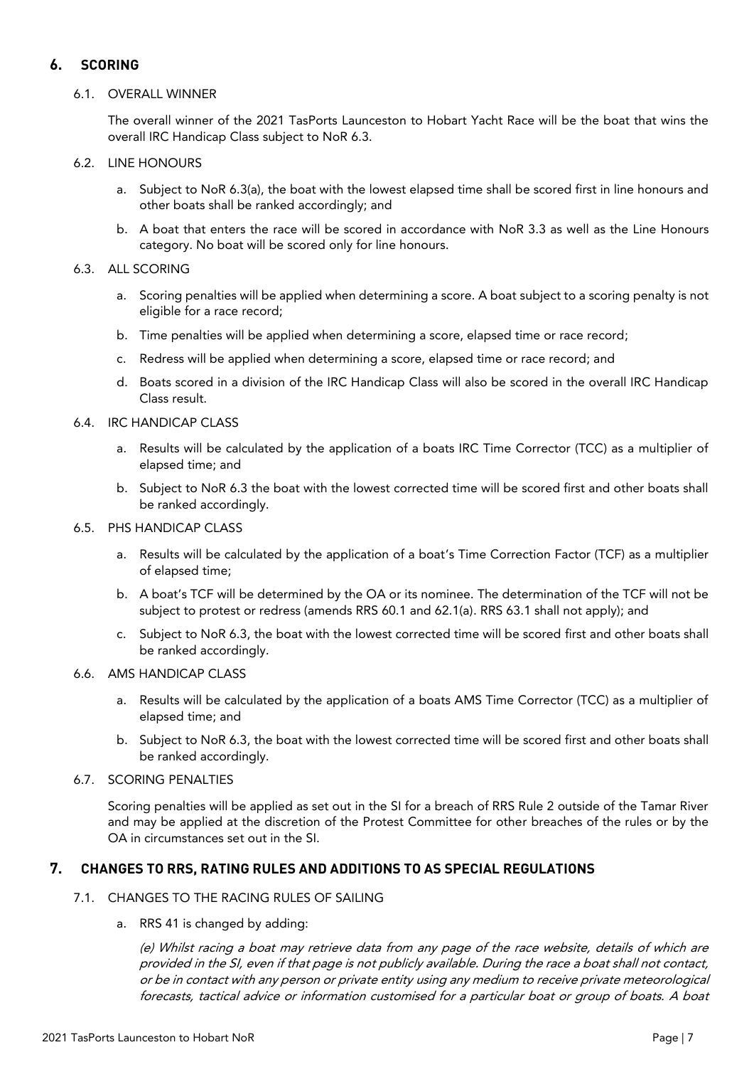## 6. SCORING

### 6.1. OVERALL WINNER

The overall winner of the 2021 TasPorts Launceston to Hobart Yacht Race will be the boat that wins the overall IRC Handicap Class subject to NoR 6.3.

### 6.2. LINE HONOURS

a. Subject to NoR 6.3(a), the boat with the lowest elapsed time shall be scored first in line honours and other boats shall be ranked accordingly; and

b. A boat that enters the race will be scored in accordance with NoR 3.3 as well as the Line Honours category. No boat will be scored only for line honours.

### 6.3. ALL SCORING

a. Scoring penalties will be applied when determining a score. A boat subject to a scoring penalty is not eligible for a race record;

b. Time penalties will be applied when determining a score, elapsed time or race record;

c. Redress will be applied when determining a score, elapsed time or race record; and

d. Boats scored in a division of the IRC Handicap Class will also be scored in the overall IRC Handicap Class result.

### 6.4. IRC HANDICAP CLASS

a. Results will be calculated by the application of a boats IRC Time Corrector (TCC) as a multiplier of elapsed time; and

b. Subject to NoR 6.3 the boat with the lowest corrected time will be scored first and other boats shall be ranked accordingly.

### 6.5. PHS HANDICAP CLASS

a. Results will be calculated by the application of a boat's Time Correction Factor (TCF) as a multiplier of elapsed time;

b. A boat's TCF will be determined by the OA or its nominee. The determination of the TCF will not be subject to protest or redress (amends RRS 60.1 and 62.1(a). RRS 63.1 shall not apply); and

c. Subject to NoR 6.3, the boat with the lowest corrected time will be scored first and other boats shall be ranked accordingly.

### 6.6. AMS HANDICAP CLASS

a. Results will be calculated by the application of a boats AMS Time Corrector (TCC) as a multiplier of elapsed time; and

b. Subject to NoR 6.3, the boat with the lowest corrected time will be scored first and other boats shall be ranked accordingly.

### 6.7. SCORING PENALTIES

Scoring penalties will be applied as set out in the SI for a breach of RRS Rule 2 outside of the Tamar River and may be applied at the discretion of the Protest Committee for other breaches of the rules or by the OA in circumstances set out in the SI.

## 7. CHANGES TO RRS, RATING RULES AND ADDITIONS TO AS SPECIAL REGULATIONS

### 7.1. CHANGES TO THE RACING RULES OF SAILING

a. RRS 41 is changed by adding:

*(e) Whilst racing a boat may retrieve data from any page of the race website, details of which are provided in the SI, even if that page is not publicly available. During the race a boat shall not contact, or be in contact with any person or private entity using any medium to receive private meteorological forecasts, tactical advice or information customised for a particular boat or group of boats. A boat*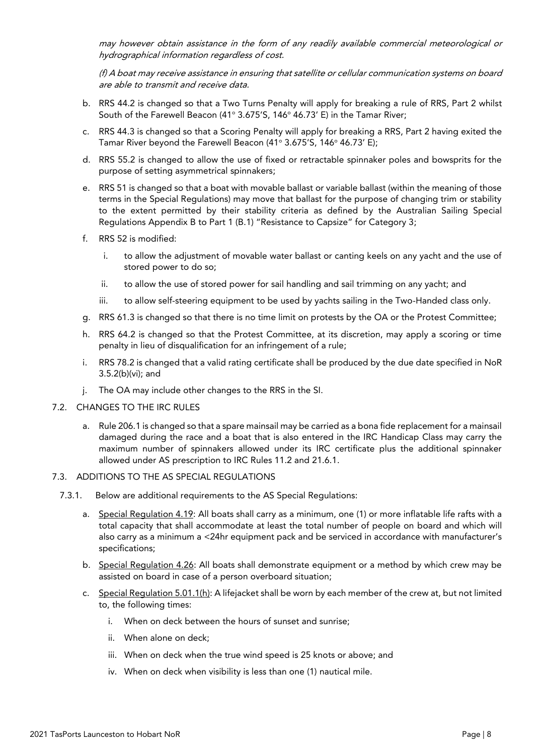*may however obtain assistance in the form of any readily available commercial meteorological or hydrographical information regardless of cost.*

*(f) A boat may receive assistance in ensuring that satellite or cellular communication systems on board are able to transmit and receive data.*

b. RRS 44.2 is changed so that a Two Turns Penalty will apply for breaking a rule of RRS, Part 2 whilst South of the Farewell Beacon (41° 3.675'S, 146° 46.73' E) in the Tamar River;

c. RRS 44.3 is changed so that a Scoring Penalty will apply for breaking a RRS, Part 2 having exited the Tamar River beyond the Farewell Beacon (41° 3.675'S, 146° 46.73' E);

d. RRS 55.2 is changed to allow the use of fixed or retractable spinnaker poles and bowsprits for the purpose of setting asymmetrical spinnakers;

e. RRS 51 is changed so that a boat with movable ballast or variable ballast (within the meaning of those terms in the Special Regulations) may move that ballast for the purpose of changing trim or stability to the extent permitted by their stability criteria as defined by the Australian Sailing Special Regulations Appendix B to Part 1 (B.1) "Resistance to Capsize" for Category 3;

f. RRS 52 is modified:

   i. to allow the adjustment of movable water ballast or canting keels on any yacht and the use of stored power to do so;

   ii. to allow the use of stored power for sail handling and sail trimming on any yacht; and

   iii. to allow self-steering equipment to be used by yachts sailing in the Two-Handed class only.

g. RRS 61.3 is changed so that there is no time limit on protests by the OA or the Protest Committee;

h. RRS 64.2 is changed so that the Protest Committee, at its discretion, may apply a scoring or time penalty in lieu of disqualification for an infringement of a rule;

i. RRS 78.2 is changed that a valid rating certificate shall be produced by the due date specified in NoR 3.5.2(b)(vi); and

j. The OA may include other changes to the RRS in the SI.

7.2. CHANGES TO THE IRC RULES

a. Rule 206.1 is changed so that a spare mainsail may be carried as a bona fide replacement for a mainsail damaged during the race and a boat that is also entered in the IRC Handicap Class may carry the maximum number of spinnakers allowed under its IRC certificate plus the additional spinnaker allowed under AS prescription to IRC Rules 11.2 and 21.6.1.

7.3. ADDITIONS TO THE AS SPECIAL REGULATIONS

7.3.1. Below are additional requirements to the AS Special Regulations:

a. Special Regulation 4.19: All boats shall carry as a minimum, one (1) or more inflatable life rafts with a total capacity that shall accommodate at least the total number of people on board and which will also carry as a minimum a <24hr equipment pack and be serviced in accordance with manufacturer's specifications;

b. Special Regulation 4.26: All boats shall demonstrate equipment or a method by which crew may be assisted on board in case of a person overboard situation;

c. Special Regulation 5.01.1(h): A lifejacket shall be worn by each member of the crew at, but not limited to, the following times:

   i. When on deck between the hours of sunset and sunrise;

   ii. When alone on deck;

   iii. When on deck when the true wind speed is 25 knots or above; and

   iv. When on deck when visibility is less than one (1) nautical mile.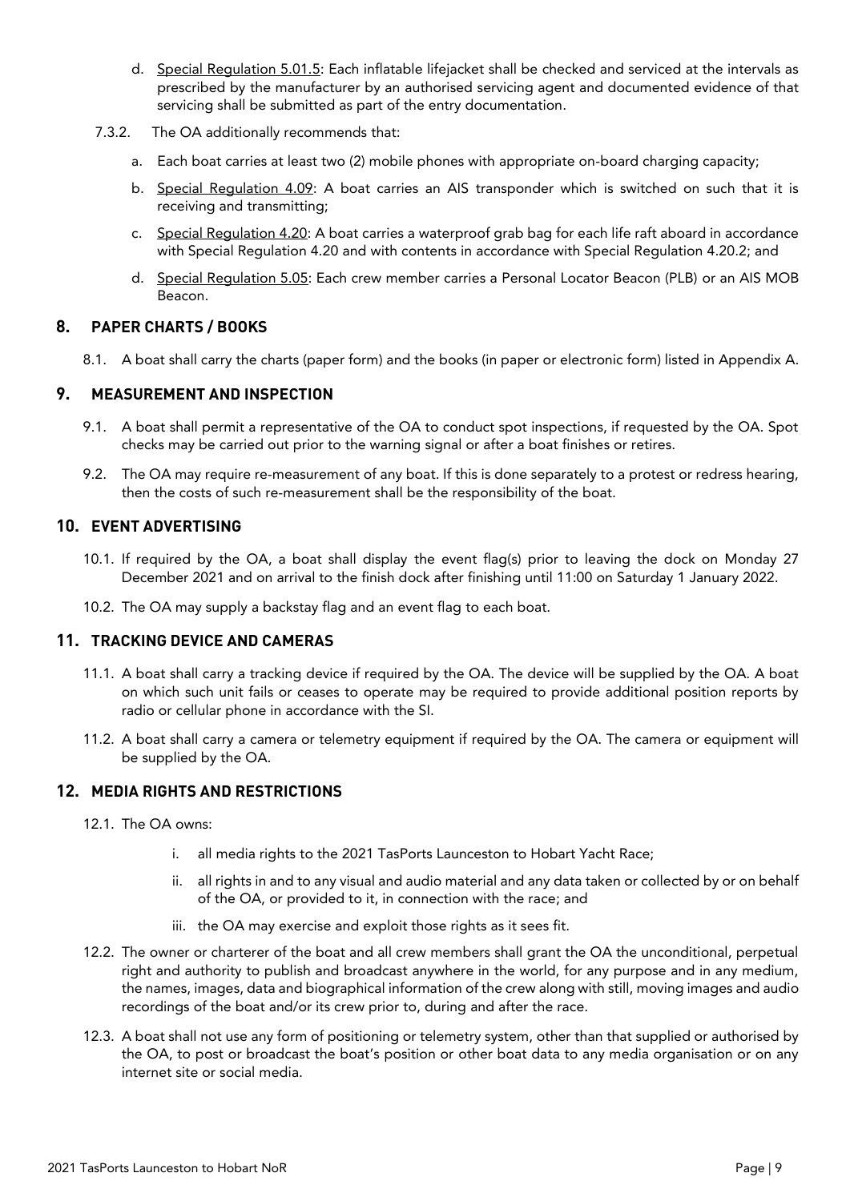d. Special Regulation 5.01.5: Each inflatable lifejacket shall be checked and serviced at the intervals as prescribed by the manufacturer by an authorised servicing agent and documented evidence of that servicing shall be submitted as part of the entry documentation.

7.3.2. The OA additionally recommends that:

a. Each boat carries at least two (2) mobile phones with appropriate on-board charging capacity;

b. Special Regulation 4.09: A boat carries an AIS transponder which is switched on such that it is receiving and transmitting;

c. Special Regulation 4.20: A boat carries a waterproof grab bag for each life raft aboard in accordance with Special Regulation 4.20 and with contents in accordance with Special Regulation 4.20.2; and

d. Special Regulation 5.05: Each crew member carries a Personal Locator Beacon (PLB) or an AIS MOB Beacon.

## 8. PAPER CHARTS / BOOKS

8.1. A boat shall carry the charts (paper form) and the books (in paper or electronic form) listed in Appendix A.

## 9. MEASUREMENT AND INSPECTION

9.1. A boat shall permit a representative of the OA to conduct spot inspections, if requested by the OA. Spot checks may be carried out prior to the warning signal or after a boat finishes or retires.

9.2. The OA may require re-measurement of any boat. If this is done separately to a protest or redress hearing, then the costs of such re-measurement shall be the responsibility of the boat.

## 10. EVENT ADVERTISING

10.1. If required by the OA, a boat shall display the event flag(s) prior to leaving the dock on Monday 27 December 2021 and on arrival to the finish dock after finishing until 11:00 on Saturday 1 January 2022.

10.2. The OA may supply a backstay flag and an event flag to each boat.

## 11. TRACKING DEVICE AND CAMERAS

11.1. A boat shall carry a tracking device if required by the OA. The device will be supplied by the OA. A boat on which such unit fails or ceases to operate may be required to provide additional position reports by radio or cellular phone in accordance with the SI.

11.2. A boat shall carry a camera or telemetry equipment if required by the OA. The camera or equipment will be supplied by the OA.

## 12. MEDIA RIGHTS AND RESTRICTIONS

12.1. The OA owns:

i. all media rights to the 2021 TasPorts Launceston to Hobart Yacht Race;

ii. all rights in and to any visual and audio material and any data taken or collected by or on behalf of the OA, or provided to it, in connection with the race; and

iii. the OA may exercise and exploit those rights as it sees fit.

12.2. The owner or charterer of the boat and all crew members shall grant the OA the unconditional, perpetual right and authority to publish and broadcast anywhere in the world, for any purpose and in any medium, the names, images, data and biographical information of the crew along with still, moving images and audio recordings of the boat and/or its crew prior to, during and after the race.

12.3. A boat shall not use any form of positioning or telemetry system, other than that supplied or authorised by the OA, to post or broadcast the boat's position or other boat data to any media organisation or on any internet site or social media.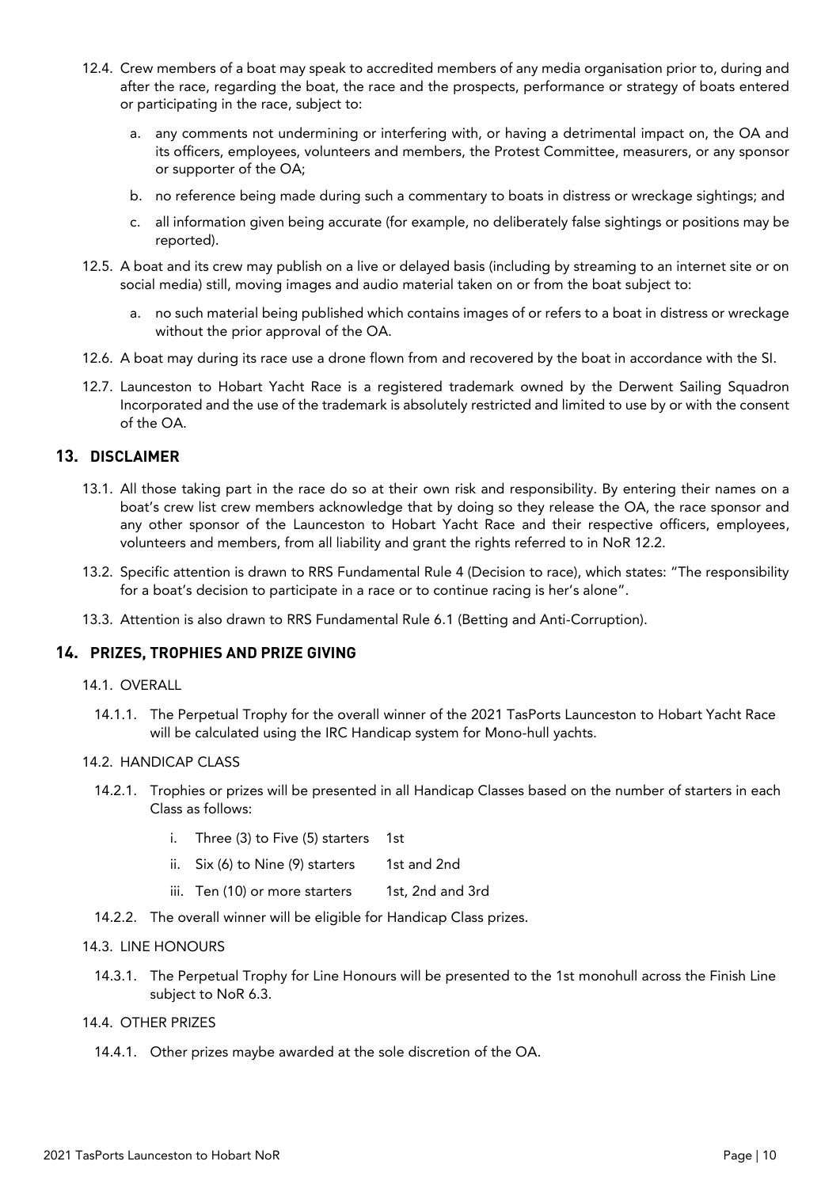12.4. Crew members of a boat may speak to accredited members of any media organisation prior to, during and after the race, regarding the boat, the race and the prospects, performance or strategy of boats entered or participating in the race, subject to:

   a. any comments not undermining or interfering with, or having a detrimental impact on, the OA and its officers, employees, volunteers and members, the Protest Committee, measurers, or any sponsor or supporter of the OA;

   b. no reference being made during such a commentary to boats in distress or wreckage sightings; and

   c. all information given being accurate (for example, no deliberately false sightings or positions may be reported).

12.5. A boat and its crew may publish on a live or delayed basis (including by streaming to an internet site or on social media) still, moving images and audio material taken on or from the boat subject to:

   a. no such material being published which contains images of or refers to a boat in distress or wreckage without the prior approval of the OA.

12.6. A boat may during its race use a drone flown from and recovered by the boat in accordance with the SI.

12.7. Launceston to Hobart Yacht Race is a registered trademark owned by the Derwent Sailing Squadron Incorporated and the use of the trademark is absolutely restricted and limited to use by or with the consent of the OA.

## 13. DISCLAIMER

13.1. All those taking part in the race do so at their own risk and responsibility. By entering their names on a boat's crew list crew members acknowledge that by doing so they release the OA, the race sponsor and any other sponsor of the Launceston to Hobart Yacht Race and their respective officers, employees, volunteers and members, from all liability and grant the rights referred to in NoR 12.2.

13.2. Specific attention is drawn to RRS Fundamental Rule 4 (Decision to race), which states: "The responsibility for a boat's decision to participate in a race or to continue racing is her's alone".

13.3. Attention is also drawn to RRS Fundamental Rule 6.1 (Betting and Anti-Corruption).

## 14. PRIZES, TROPHIES AND PRIZE GIVING

14.1. OVERALL

14.1.1. The Perpetual Trophy for the overall winner of the 2021 TasPorts Launceston to Hobart Yacht Race will be calculated using the IRC Handicap system for Mono-hull yachts.

14.2. HANDICAP CLASS

14.2.1. Trophies or prizes will be presented in all Handicap Classes based on the number of starters in each Class as follows:

| | |
|---|---|
| i. Three (3) to Five (5) starters | 1st |
| ii. Six (6) to Nine (9) starters | 1st and 2nd |
| iii. Ten (10) or more starters | 1st, 2nd and 3rd |

14.2.2. The overall winner will be eligible for Handicap Class prizes.

14.3. LINE HONOURS

14.3.1. The Perpetual Trophy for Line Honours will be presented to the 1st monohull across the Finish Line subject to NoR 6.3.

14.4. OTHER PRIZES

14.4.1. Other prizes maybe awarded at the sole discretion of the OA.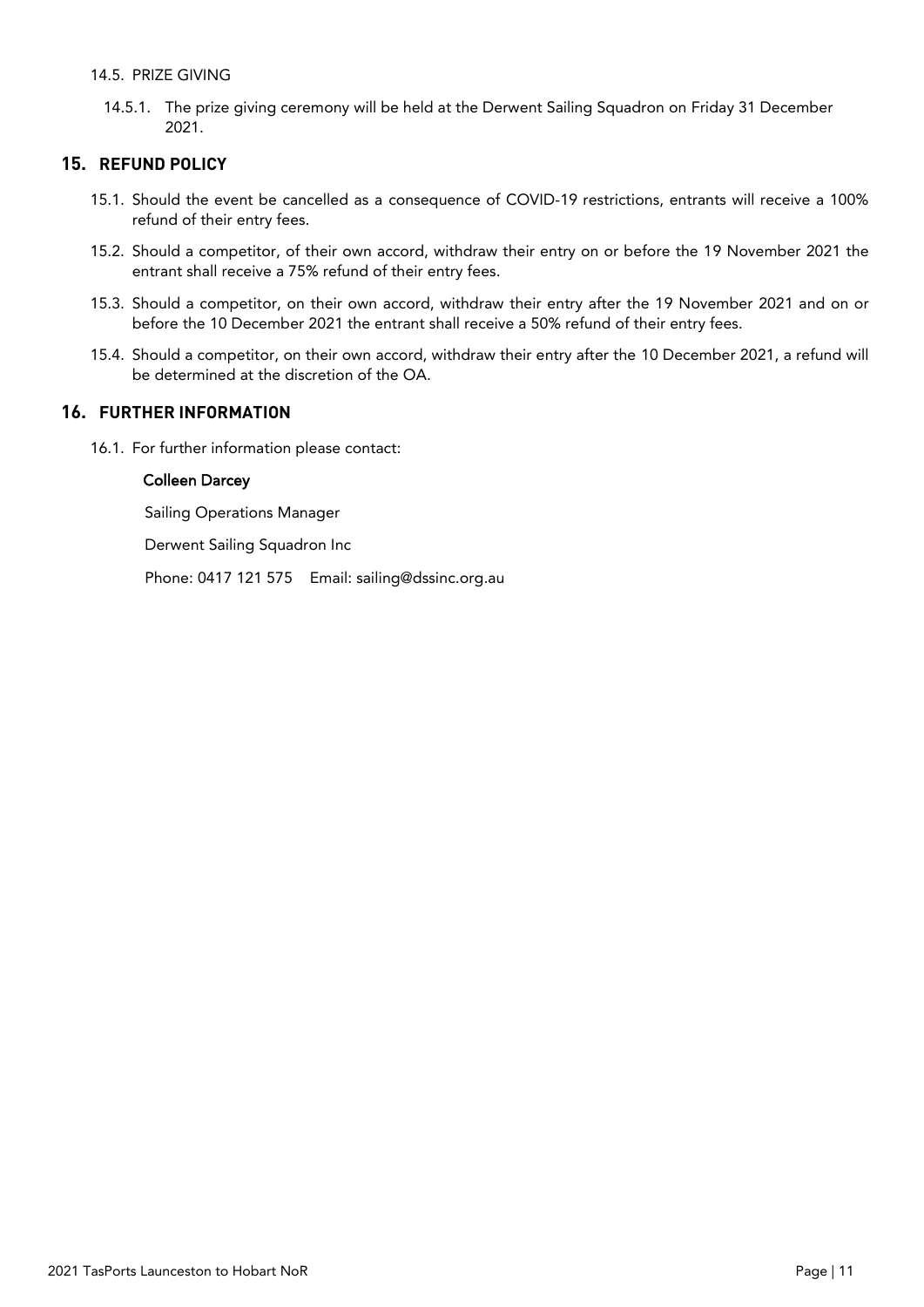14.5. PRIZE GIVING

14.5.1. The prize giving ceremony will be held at the Derwent Sailing Squadron on Friday 31 December 2021.

## 15. REFUND POLICY

15.1. Should the event be cancelled as a consequence of COVID-19 restrictions, entrants will receive a 100% refund of their entry fees.

15.2. Should a competitor, of their own accord, withdraw their entry on or before the 19 November 2021 the entrant shall receive a 75% refund of their entry fees.

15.3. Should a competitor, on their own accord, withdraw their entry after the 19 November 2021 and on or before the 10 December 2021 the entrant shall receive a 50% refund of their entry fees.

15.4. Should a competitor, on their own accord, withdraw their entry after the 10 December 2021, a refund will be determined at the discretion of the OA.

## 16. FURTHER INFORMATION

16.1. For further information please contact:

Colleen Darcey

Sailing Operations Manager

Derwent Sailing Squadron Inc

Phone: 0417 121 575 Email: sailing@dssinc.org.au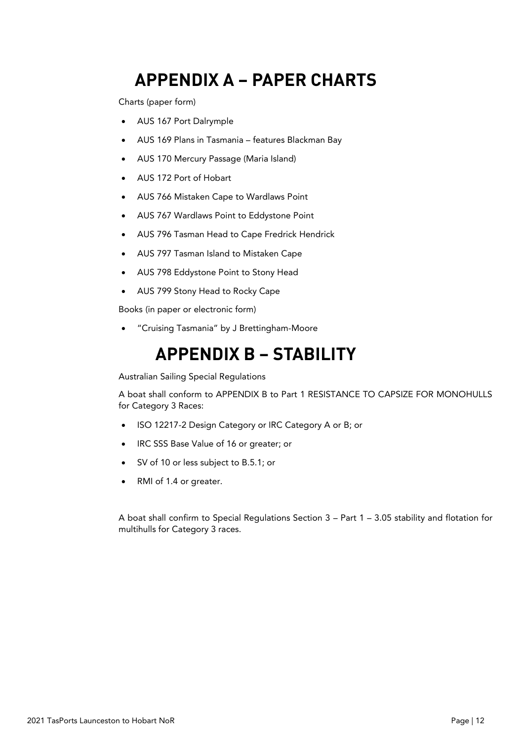# APPENDIX A – PAPER CHARTS

Charts (paper form)

- AUS 167 Port Dalrymple
- AUS 169 Plans in Tasmania – features Blackman Bay
- AUS 170 Mercury Passage (Maria Island)
- AUS 172 Port of Hobart
- AUS 766 Mistaken Cape to Wardlaws Point
- AUS 767 Wardlaws Point to Eddystone Point
- AUS 796 Tasman Head to Cape Fredrick Hendrick
- AUS 797 Tasman Island to Mistaken Cape
- AUS 798 Eddystone Point to Stony Head
- AUS 799 Stony Head to Rocky Cape

Books (in paper or electronic form)

- "Cruising Tasmania" by J Brettingham-Moore

# APPENDIX B – STABILITY

Australian Sailing Special Regulations

A boat shall conform to APPENDIX B to Part 1 RESISTANCE TO CAPSIZE FOR MONOHULLS for Category 3 Races:

- ISO 12217-2 Design Category or IRC Category A or B; or
- IRC SSS Base Value of 16 or greater; or
- SV of 10 or less subject to B.5.1; or
- RMI of 1.4 or greater.

A boat shall confirm to Special Regulations Section 3 – Part 1 – 3.05 stability and flotation for multihulls for Category 3 races.